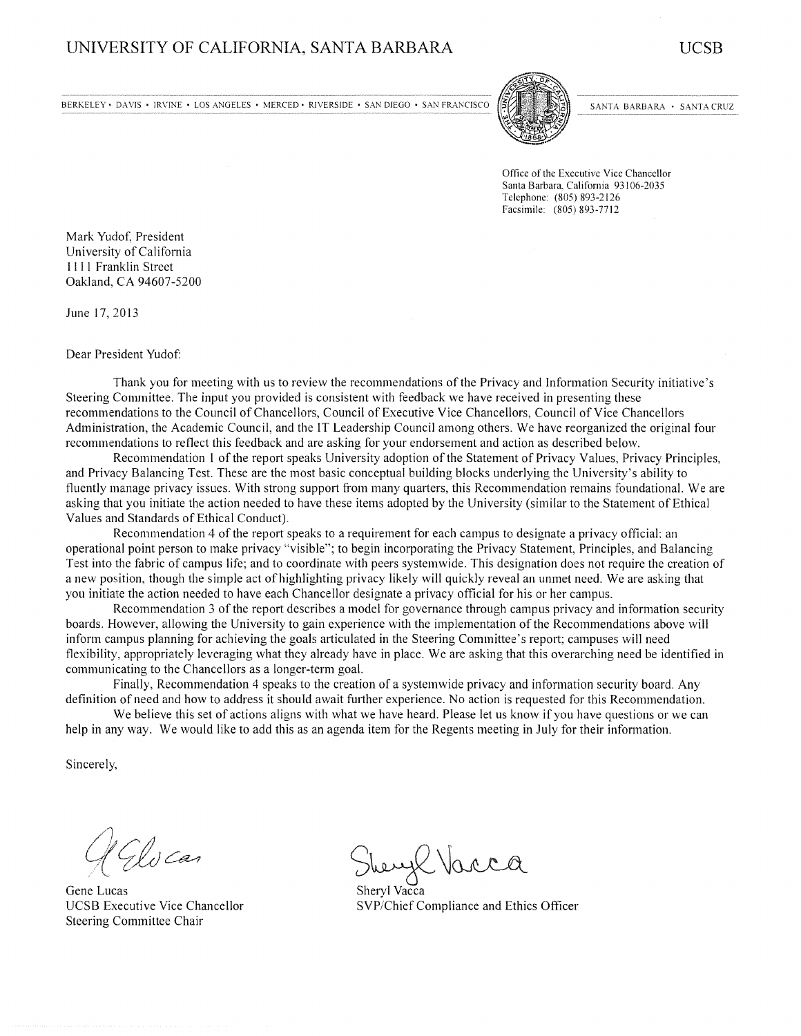# UNIVERSITY OF CALIFORNIA, SANTA BARBARA

UCSB

BERKELEY • DAVIS • IRVINE • LOS ANGELES • MERCED • RIVERSIDE • SAN DIEGO • SAN FRANCISCO

SANTA BARBARA • SANTA CRUZ

Office of the Executive Vice Chancellor
Santa Barbara, California 93106-2035
Telephone: (805) 893-2126
Facsimile: (805) 893-7712

Mark Yudof, President
University of California
1111 Franklin Street
Oakland, CA 94607-5200

June 17, 2013

Dear President Yudof:

Thank you for meeting with us to review the recommendations of the Privacy and Information Security initiative's Steering Committee. The input you provided is consistent with feedback we have received in presenting these recommendations to the Council of Chancellors, Council of Executive Vice Chancellors, Council of Vice Chancellors Administration, the Academic Council, and the IT Leadership Council among others. We have reorganized the original four recommendations to reflect this feedback and are asking for your endorsement and action as described below.

Recommendation 1 of the report speaks University adoption of the Statement of Privacy Values, Privacy Principles, and Privacy Balancing Test. These are the most basic conceptual building blocks underlying the University's ability to fluently manage privacy issues. With strong support from many quarters, this Recommendation remains foundational. We are asking that you initiate the action needed to have these items adopted by the University (similar to the Statement of Ethical Values and Standards of Ethical Conduct).

Recommendation 4 of the report speaks to a requirement for each campus to designate a privacy official: an operational point person to make privacy "visible"; to begin incorporating the Privacy Statement, Principles, and Balancing Test into the fabric of campus life; and to coordinate with peers systemwide. This designation does not require the creation of a new position, though the simple act of highlighting privacy likely will quickly reveal an unmet need. We are asking that you initiate the action needed to have each Chancellor designate a privacy official for his or her campus.

Recommendation 3 of the report describes a model for governance through campus privacy and information security boards. However, allowing the University to gain experience with the implementation of the Recommendations above will inform campus planning for achieving the goals articulated in the Steering Committee's report; campuses will need flexibility, appropriately leveraging what they already have in place. We are asking that this overarching need be identified in communicating to the Chancellors as a longer-term goal.

Finally, Recommendation 4 speaks to the creation of a systemwide privacy and information security board. Any definition of need and how to address it should await further experience. No action is requested for this Recommendation.

We believe this set of actions aligns with what we have heard. Please let us know if you have questions or we can help in any way. We would like to add this as an agenda item for the Regents meeting in July for their information.

Sincerely,

Gene Lucas
UCSB Executive Vice Chancellor
Steering Committee Chair

Sheryl Vacca
SVP/Chief Compliance and Ethics Officer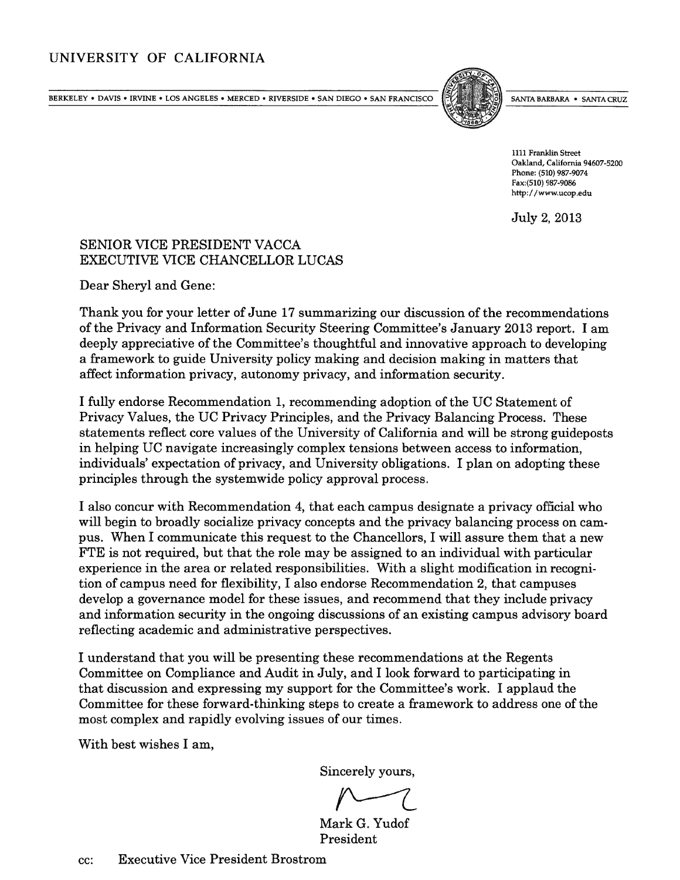# UNIVERSITY OF CALIFORNIA

BERKELEY • DAVIS • IRVINE • LOS ANGELES • MERCED • RIVERSIDE • SAN DIEGO • SAN FRANCISCO SANTA BARBARA • SANTA CRUZ

1111 Franklin Street
Oakland, California 94607-5200
Phone: (510) 987-9074
Fax:(510) 987-9086
http://www.ucop.edu

July 2, 2013

SENIOR VICE PRESIDENT VACCA
EXECUTIVE VICE CHANCELLOR LUCAS

Dear Sheryl and Gene:

Thank you for your letter of June 17 summarizing our discussion of the recommendations of the Privacy and Information Security Steering Committee's January 2013 report. I am deeply appreciative of the Committee's thoughtful and innovative approach to developing a framework to guide University policy making and decision making in matters that affect information privacy, autonomy privacy, and information security.

I fully endorse Recommendation 1, recommending adoption of the UC Statement of Privacy Values, the UC Privacy Principles, and the Privacy Balancing Process. These statements reflect core values of the University of California and will be strong guideposts in helping UC navigate increasingly complex tensions between access to information, individuals' expectation of privacy, and University obligations. I plan on adopting these principles through the systemwide policy approval process.

I also concur with Recommendation 4, that each campus designate a privacy official who will begin to broadly socialize privacy concepts and the privacy balancing process on campus. When I communicate this request to the Chancellors, I will assure them that a new FTE is not required, but that the role may be assigned to an individual with particular experience in the area or related responsibilities. With a slight modification in recognition of campus need for flexibility, I also endorse Recommendation 2, that campuses develop a governance model for these issues, and recommend that they include privacy and information security in the ongoing discussions of an existing campus advisory board reflecting academic and administrative perspectives.

I understand that you will be presenting these recommendations at the Regents Committee on Compliance and Audit in July, and I look forward to participating in that discussion and expressing my support for the Committee's work. I applaud the Committee for these forward-thinking steps to create a framework to address one of the most complex and rapidly evolving issues of our times.

With best wishes I am,

Sincerely yours,

Mark G. Yudof
President

cc: Executive Vice President Brostrom